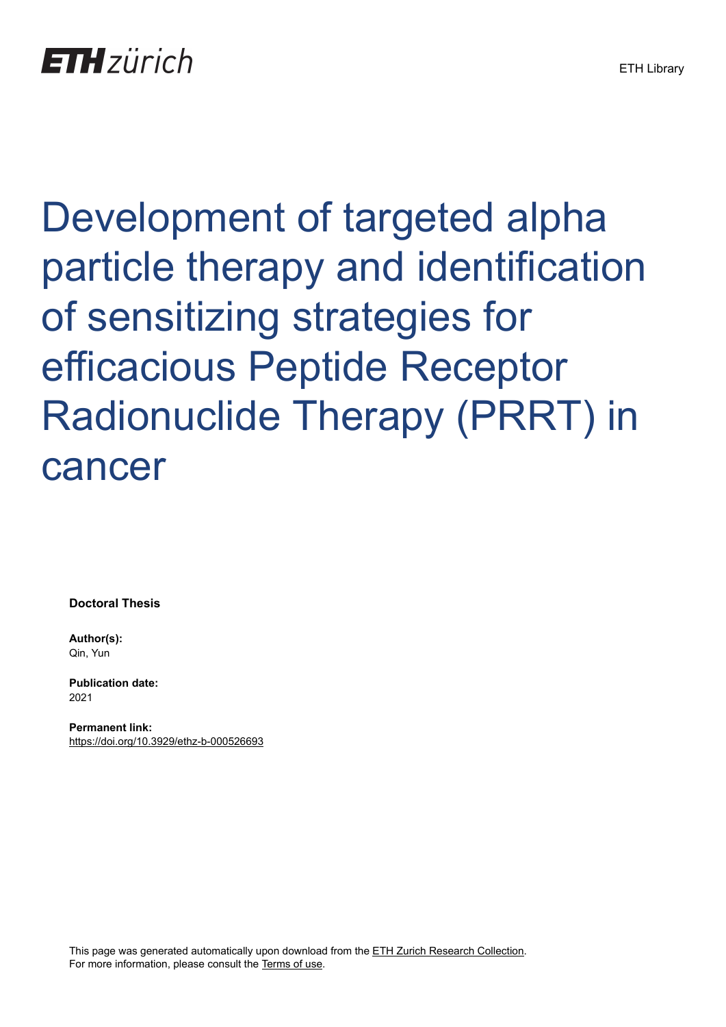ETH zürich

ETH Library

# Development of targeted alpha particle therapy and identification of sensitizing strategies for efficacious Peptide Receptor Radionuclide Therapy (PRRT) in cancer

**Doctoral Thesis**

**Author(s):**
Qin, Yun

**Publication date:**
2021

**Permanent link:**
https://doi.org/10.3929/ethz-b-000526693

This page was generated automatically upon download from the ETH Zurich Research Collection.
For more information, please consult the Terms of use.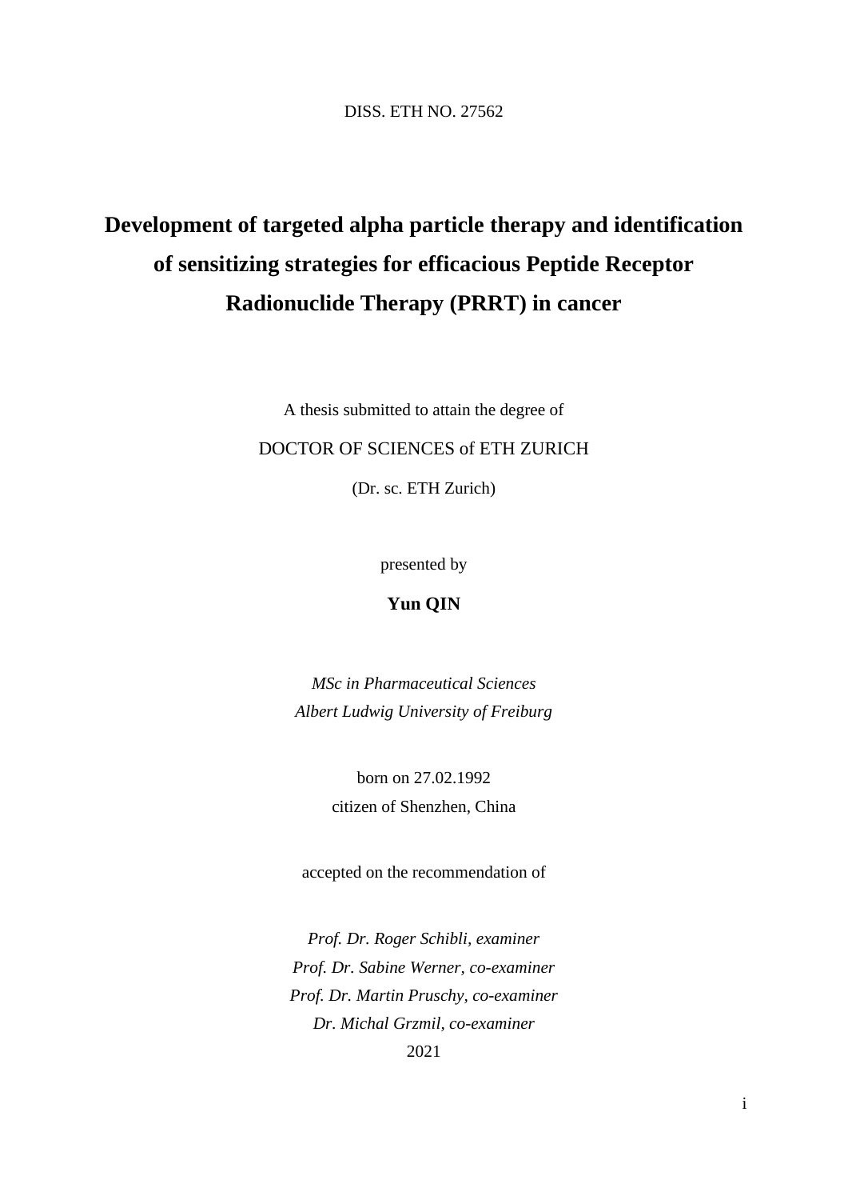DISS. ETH NO. 27562

# Development of targeted alpha particle therapy and identification of sensitizing strategies for efficacious Peptide Receptor Radionuclide Therapy (PRRT) in cancer

A thesis submitted to attain the degree of

DOCTOR OF SCIENCES of ETH ZURICH

(Dr. sc. ETH Zurich)

presented by

**Yun QIN**

*MSc in Pharmaceutical Sciences*
*Albert Ludwig University of Freiburg*

born on 27.02.1992
citizen of Shenzhen, China

accepted on the recommendation of

*Prof. Dr. Roger Schibli, examiner*
*Prof. Dr. Sabine Werner, co-examiner*
*Prof. Dr. Martin Pruschy, co-examiner*
*Dr. Michal Grzmil, co-examiner*

2021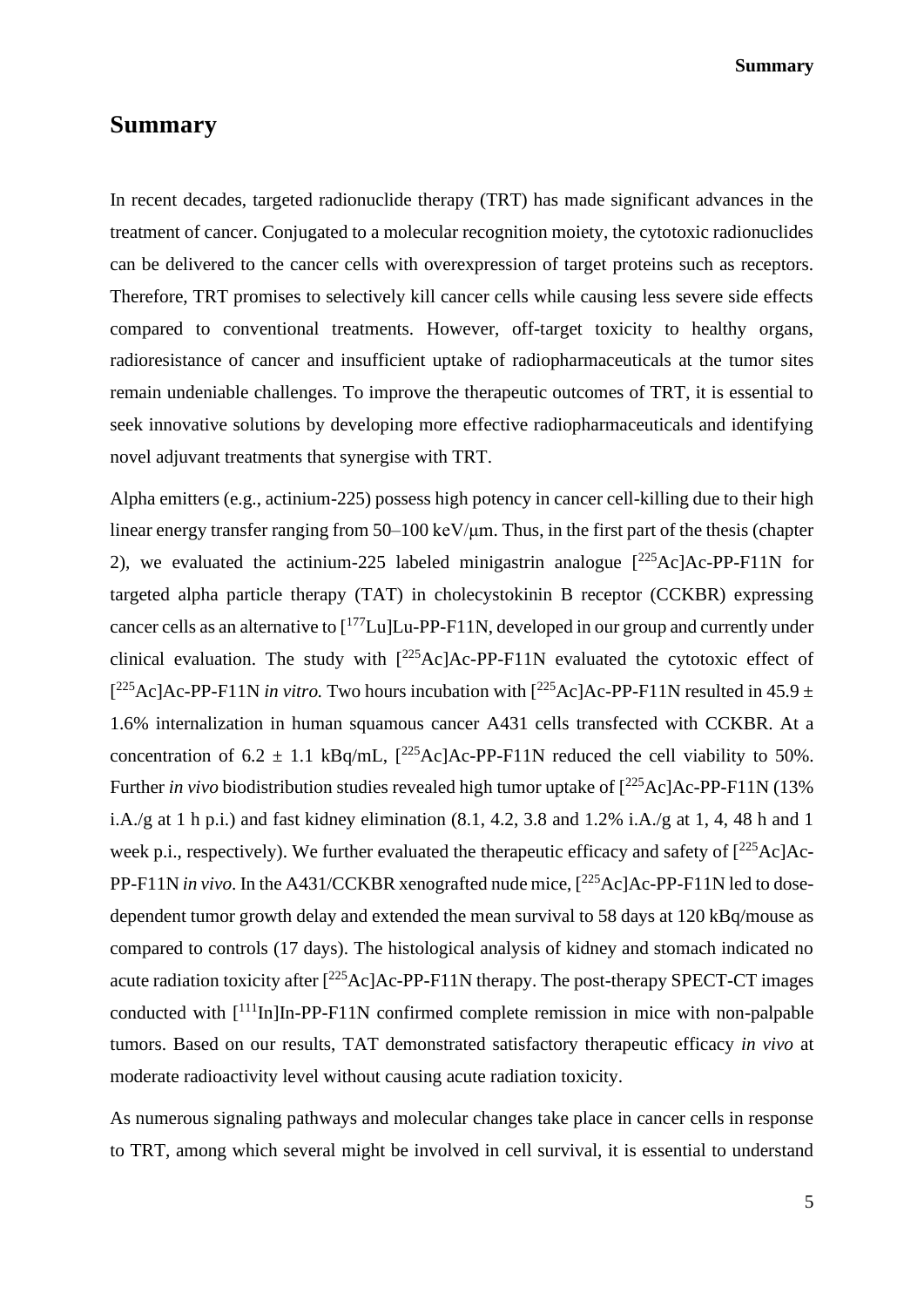# Summary

In recent decades, targeted radionuclide therapy (TRT) has made significant advances in the treatment of cancer. Conjugated to a molecular recognition moiety, the cytotoxic radionuclides can be delivered to the cancer cells with overexpression of target proteins such as receptors. Therefore, TRT promises to selectively kill cancer cells while causing less severe side effects compared to conventional treatments. However, off-target toxicity to healthy organs, radioresistance of cancer and insufficient uptake of radiopharmaceuticals at the tumor sites remain undeniable challenges. To improve the therapeutic outcomes of TRT, it is essential to seek innovative solutions by developing more effective radiopharmaceuticals and identifying novel adjuvant treatments that synergise with TRT.

Alpha emitters (e.g., actinium-225) possess high potency in cancer cell-killing due to their high linear energy transfer ranging from 50–100 keV/μm. Thus, in the first part of the thesis (chapter 2), we evaluated the actinium-225 labeled minigastrin analogue [$^{225}$Ac]Ac-PP-F11N for targeted alpha particle therapy (TAT) in cholecystokinin B receptor (CCKBR) expressing cancer cells as an alternative to [$^{177}$Lu]Lu-PP-F11N, developed in our group and currently under clinical evaluation. The study with [$^{225}$Ac]Ac-PP-F11N evaluated the cytotoxic effect of [$^{225}$Ac]Ac-PP-F11N *in vitro.* Two hours incubation with [$^{225}$Ac]Ac-PP-F11N resulted in 45.9 ± 1.6% internalization in human squamous cancer A431 cells transfected with CCKBR. At a concentration of 6.2 ± 1.1 kBq/mL, [$^{225}$Ac]Ac-PP-F11N reduced the cell viability to 50%. Further *in vivo* biodistribution studies revealed high tumor uptake of [$^{225}$Ac]Ac-PP-F11N (13% i.A./g at 1 h p.i.) and fast kidney elimination (8.1, 4.2, 3.8 and 1.2% i.A./g at 1, 4, 48 h and 1 week p.i., respectively). We further evaluated the therapeutic efficacy and safety of [$^{225}$Ac]Ac-PP-F11N *in vivo*. In the A431/CCKBR xenografted nude mice, [$^{225}$Ac]Ac-PP-F11N led to dose-dependent tumor growth delay and extended the mean survival to 58 days at 120 kBq/mouse as compared to controls (17 days). The histological analysis of kidney and stomach indicated no acute radiation toxicity after [$^{225}$Ac]Ac-PP-F11N therapy. The post-therapy SPECT-CT images conducted with [$^{111}$In]In-PP-F11N confirmed complete remission in mice with non-palpable tumors. Based on our results, TAT demonstrated satisfactory therapeutic efficacy *in vivo* at moderate radioactivity level without causing acute radiation toxicity.

As numerous signaling pathways and molecular changes take place in cancer cells in response to TRT, among which several might be involved in cell survival, it is essential to understand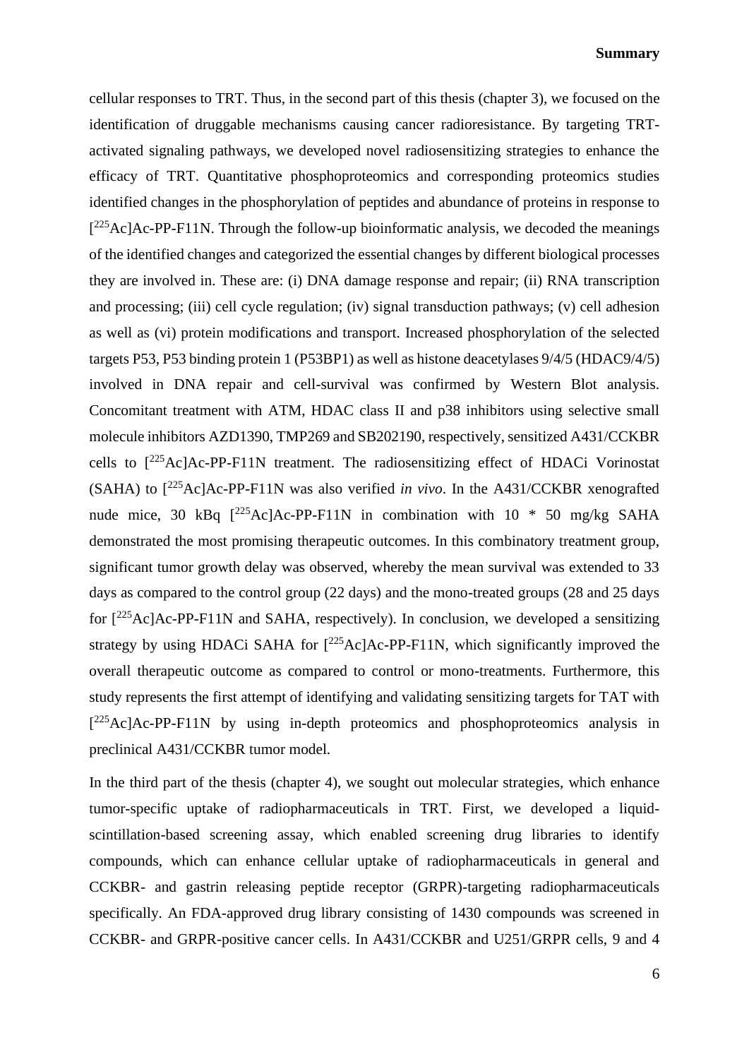cellular responses to TRT. Thus, in the second part of this thesis (chapter 3), we focused on the identification of druggable mechanisms causing cancer radioresistance. By targeting TRT-activated signaling pathways, we developed novel radiosensitizing strategies to enhance the efficacy of TRT. Quantitative phosphoproteomics and corresponding proteomics studies identified changes in the phosphorylation of peptides and abundance of proteins in response to [$^{225}$Ac]Ac-PP-F11N. Through the follow-up bioinformatic analysis, we decoded the meanings of the identified changes and categorized the essential changes by different biological processes they are involved in. These are: (i) DNA damage response and repair; (ii) RNA transcription and processing; (iii) cell cycle regulation; (iv) signal transduction pathways; (v) cell adhesion as well as (vi) protein modifications and transport. Increased phosphorylation of the selected targets P53, P53 binding protein 1 (P53BP1) as well as histone deacetylases 9/4/5 (HDAC9/4/5) involved in DNA repair and cell-survival was confirmed by Western Blot analysis. Concomitant treatment with ATM, HDAC class II and p38 inhibitors using selective small molecule inhibitors AZD1390, TMP269 and SB202190, respectively, sensitized A431/CCKBR cells to [$^{225}$Ac]Ac-PP-F11N treatment. The radiosensitizing effect of HDACi Vorinostat (SAHA) to [$^{225}$Ac]Ac-PP-F11N was also verified *in vivo*. In the A431/CCKBR xenografted nude mice, 30 kBq [$^{225}$Ac]Ac-PP-F11N in combination with 10 * 50 mg/kg SAHA demonstrated the most promising therapeutic outcomes. In this combinatory treatment group, significant tumor growth delay was observed, whereby the mean survival was extended to 33 days as compared to the control group (22 days) and the mono-treated groups (28 and 25 days for [$^{225}$Ac]Ac-PP-F11N and SAHA, respectively). In conclusion, we developed a sensitizing strategy by using HDACi SAHA for [$^{225}$Ac]Ac-PP-F11N, which significantly improved the overall therapeutic outcome as compared to control or mono-treatments. Furthermore, this study represents the first attempt of identifying and validating sensitizing targets for TAT with [$^{225}$Ac]Ac-PP-F11N by using in-depth proteomics and phosphoproteomics analysis in preclinical A431/CCKBR tumor model.

In the third part of the thesis (chapter 4), we sought out molecular strategies, which enhance tumor-specific uptake of radiopharmaceuticals in TRT. First, we developed a liquid-scintillation-based screening assay, which enabled screening drug libraries to identify compounds, which can enhance cellular uptake of radiopharmaceuticals in general and CCKBR- and gastrin releasing peptide receptor (GRPR)-targeting radiopharmaceuticals specifically. An FDA-approved drug library consisting of 1430 compounds was screened in CCKBR- and GRPR-positive cancer cells. In A431/CCKBR and U251/GRPR cells, 9 and 4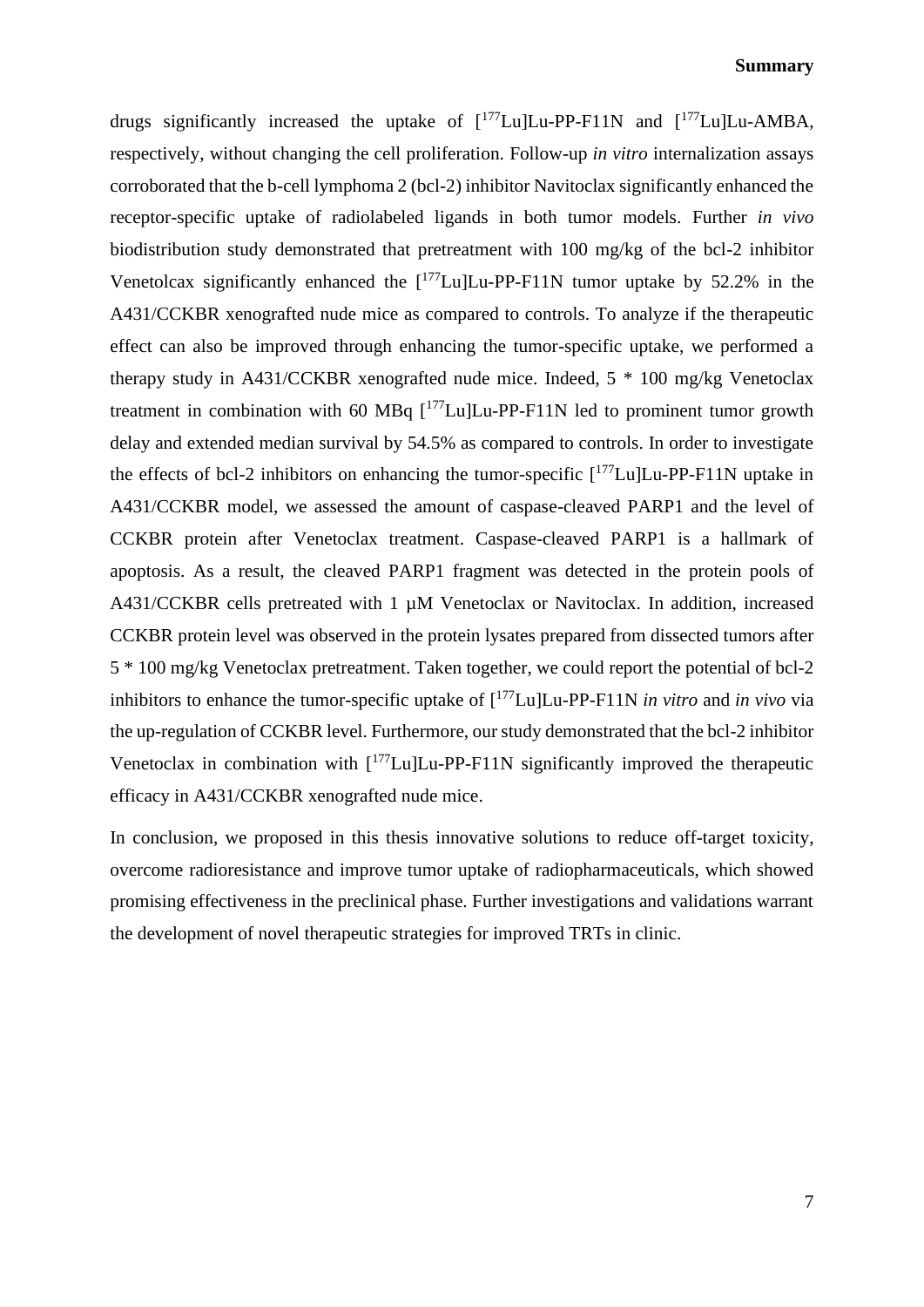drugs significantly increased the uptake of [$^{177}$Lu]Lu-PP-F11N and [$^{177}$Lu]Lu-AMBA, respectively, without changing the cell proliferation. Follow-up *in vitro* internalization assays corroborated that the b-cell lymphoma 2 (bcl-2) inhibitor Navitoclax significantly enhanced the receptor-specific uptake of radiolabeled ligands in both tumor models. Further *in vivo* biodistribution study demonstrated that pretreatment with 100 mg/kg of the bcl-2 inhibitor Venetolcax significantly enhanced the [$^{177}$Lu]Lu-PP-F11N tumor uptake by 52.2% in the A431/CCKBR xenografted nude mice as compared to controls. To analyze if the therapeutic effect can also be improved through enhancing the tumor-specific uptake, we performed a therapy study in A431/CCKBR xenografted nude mice. Indeed, 5 * 100 mg/kg Venetoclax treatment in combination with 60 MBq [$^{177}$Lu]Lu-PP-F11N led to prominent tumor growth delay and extended median survival by 54.5% as compared to controls. In order to investigate the effects of bcl-2 inhibitors on enhancing the tumor-specific [$^{177}$Lu]Lu-PP-F11N uptake in A431/CCKBR model, we assessed the amount of caspase-cleaved PARP1 and the level of CCKBR protein after Venetoclax treatment. Caspase-cleaved PARP1 is a hallmark of apoptosis. As a result, the cleaved PARP1 fragment was detected in the protein pools of A431/CCKBR cells pretreated with 1 µM Venetoclax or Navitoclax. In addition, increased CCKBR protein level was observed in the protein lysates prepared from dissected tumors after 5 * 100 mg/kg Venetoclax pretreatment. Taken together, we could report the potential of bcl-2 inhibitors to enhance the tumor-specific uptake of [$^{177}$Lu]Lu-PP-F11N *in vitro* and *in vivo* via the up-regulation of CCKBR level. Furthermore, our study demonstrated that the bcl-2 inhibitor Venetoclax in combination with [$^{177}$Lu]Lu-PP-F11N significantly improved the therapeutic efficacy in A431/CCKBR xenografted nude mice.

In conclusion, we proposed in this thesis innovative solutions to reduce off-target toxicity, overcome radioresistance and improve tumor uptake of radiopharmaceuticals, which showed promising effectiveness in the preclinical phase. Further investigations and validations warrant the development of novel therapeutic strategies for improved TRTs in clinic.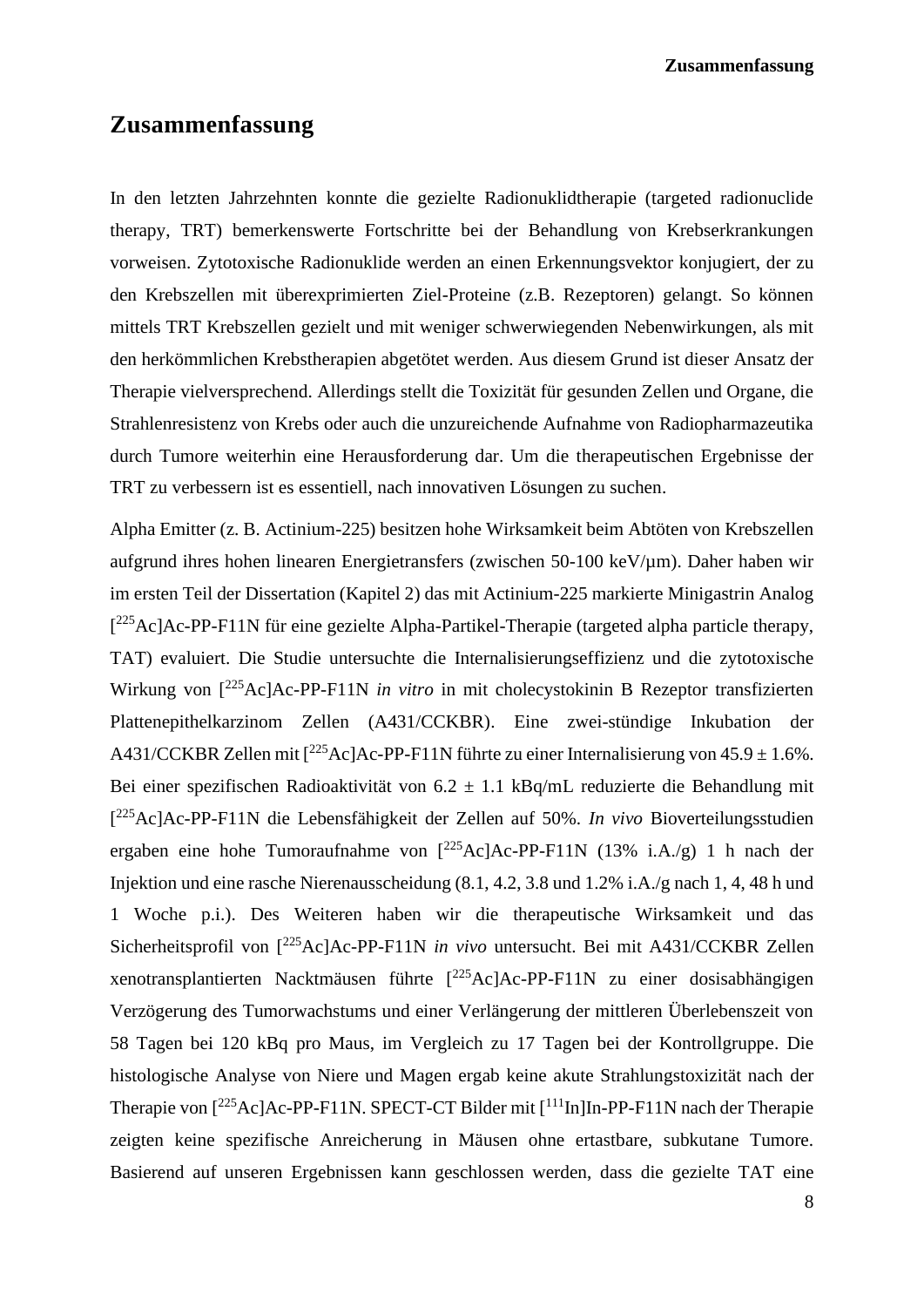# Zusammenfassung

In den letzten Jahrzehnten konnte die gezielte Radionuklidtherapie (targeted radionuclide therapy, TRT) bemerkenswerte Fortschritte bei der Behandlung von Krebserkrankungen vorweisen. Zytotoxische Radionuklide werden an einen Erkennungsvektor konjugiert, der zu den Krebszellen mit überexprimierten Ziel-Proteine (z.B. Rezeptoren) gelangt. So können mittels TRT Krebszellen gezielt und mit weniger schwerwiegenden Nebenwirkungen, als mit den herkömmlichen Krebstherapien abgetötet werden. Aus diesem Grund ist dieser Ansatz der Therapie vielversprechend. Allerdings stellt die Toxizität für gesunden Zellen und Organe, die Strahlenresistenz von Krebs oder auch die unzureichende Aufnahme von Radiopharmazeutika durch Tumore weiterhin eine Herausforderung dar. Um die therapeutischen Ergebnisse der TRT zu verbessern ist es essentiell, nach innovativen Lösungen zu suchen.

Alpha Emitter (z. B. Actinium-225) besitzen hohe Wirksamkeit beim Abtöten von Krebszellen aufgrund ihres hohen linearen Energietransfers (zwischen 50-100 keV/µm). Daher haben wir im ersten Teil der Dissertation (Kapitel 2) das mit Actinium-225 markierte Minigastrin Analog [$^{225}$Ac]Ac-PP-F11N für eine gezielte Alpha-Partikel-Therapie (targeted alpha particle therapy, TAT) evaluiert. Die Studie untersuchte die Internalisierungseffizienz und die zytotoxische Wirkung von [$^{225}$Ac]Ac-PP-F11N *in vitro* in mit cholecystokinin B Rezeptor transfizierten Plattenepithelkarzinom Zellen (A431/CCKBR). Eine zwei-stündige Inkubation der A431/CCKBR Zellen mit [$^{225}$Ac]Ac-PP-F11N führte zu einer Internalisierung von 45.9 ± 1.6%. Bei einer spezifischen Radioaktivität von 6.2 ± 1.1 kBq/mL reduzierte die Behandlung mit [$^{225}$Ac]Ac-PP-F11N die Lebensfähigkeit der Zellen auf 50%. *In vivo* Bioverteilungsstudien ergaben eine hohe Tumoraufnahme von [$^{225}$Ac]Ac-PP-F11N (13% i.A./g) 1 h nach der Injektion und eine rasche Nierenausscheidung (8.1, 4.2, 3.8 und 1.2% i.A./g nach 1, 4, 48 h und 1 Woche p.i.). Des Weiteren haben wir die therapeutische Wirksamkeit und das Sicherheitsprofil von [$^{225}$Ac]Ac-PP-F11N *in vivo* untersucht. Bei mit A431/CCKBR Zellen xenotransplantierten Nacktmäusen führte [$^{225}$Ac]Ac-PP-F11N zu einer dosisabhängigen Verzögerung des Tumorwachstums und einer Verlängerung der mittleren Überlebenszeit von 58 Tagen bei 120 kBq pro Maus, im Vergleich zu 17 Tagen bei der Kontrollgruppe. Die histologische Analyse von Niere und Magen ergab keine akute Strahlungstoxizität nach der Therapie von [$^{225}$Ac]Ac-PP-F11N. SPECT-CT Bilder mit [$^{111}$In]In-PP-F11N nach der Therapie zeigten keine spezifische Anreicherung in Mäusen ohne ertastbare, subkutane Tumore. Basierend auf unseren Ergebnissen kann geschlossen werden, dass die gezielte TAT eine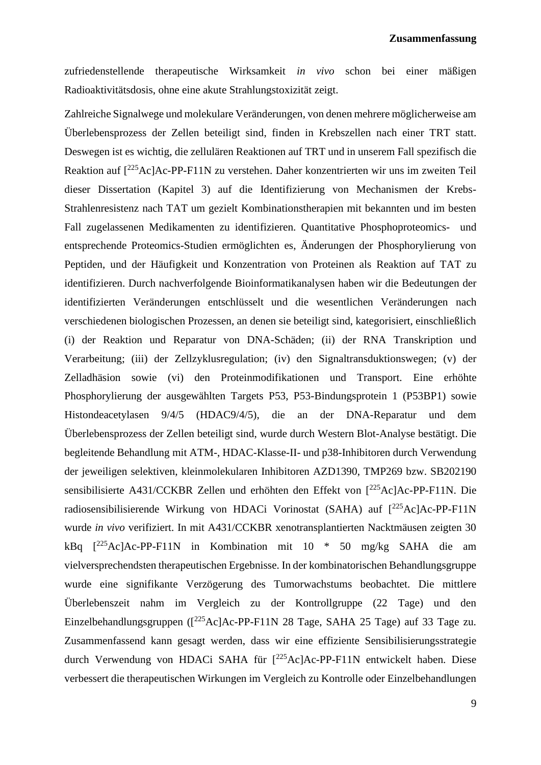zufriedenstellende therapeutische Wirksamkeit *in vivo* schon bei einer mäßigen Radioaktivitätsdosis, ohne eine akute Strahlungstoxizität zeigt.

Zahlreiche Signalwege und molekulare Veränderungen, von denen mehrere möglicherweise am Überlebensprozess der Zellen beteiligt sind, finden in Krebszellen nach einer TRT statt. Deswegen ist es wichtig, die zellulären Reaktionen auf TRT und in unserem Fall spezifisch die Reaktion auf [$^{225}$Ac]Ac-PP-F11N zu verstehen. Daher konzentrierten wir uns im zweiten Teil dieser Dissertation (Kapitel 3) auf die Identifizierung von Mechanismen der Krebs-Strahlenresistenz nach TAT um gezielt Kombinationstherapien mit bekannten und im besten Fall zugelassenen Medikamenten zu identifizieren. Quantitative Phosphoproteomics- und entsprechende Proteomics-Studien ermöglichten es, Änderungen der Phosphorylierung von Peptiden, und der Häufigkeit und Konzentration von Proteinen als Reaktion auf TAT zu identifizieren. Durch nachverfolgende Bioinformatikanalysen haben wir die Bedeutungen der identifizierten Veränderungen entschlüsselt und die wesentlichen Veränderungen nach verschiedenen biologischen Prozessen, an denen sie beteiligt sind, kategorisiert, einschließlich (i) der Reaktion und Reparatur von DNA-Schäden; (ii) der RNA Transkription und Verarbeitung; (iii) der Zellzyklusregulation; (iv) den Signaltransduktionswegen; (v) der Zelladhäsion sowie (vi) den Proteinmodifikationen und Transport. Eine erhöhte Phosphorylierung der ausgewählten Targets P53, P53-Bindungsprotein 1 (P53BP1) sowie Histondeacetylasen 9/4/5 (HDAC9/4/5), die an der DNA-Reparatur und dem Überlebensprozess der Zellen beteiligt sind, wurde durch Western Blot-Analyse bestätigt. Die begleitende Behandlung mit ATM-, HDAC-Klasse-II- und p38-Inhibitoren durch Verwendung der jeweiligen selektiven, kleinmolekularen Inhibitoren AZD1390, TMP269 bzw. SB202190 sensibilisierte A431/CCKBR Zellen und erhöhten den Effekt von [$^{225}$Ac]Ac-PP-F11N. Die radiosensibilisierende Wirkung von HDACi Vorinostat (SAHA) auf [$^{225}$Ac]Ac-PP-F11N wurde *in vivo* verifiziert. In mit A431/CCKBR xenotransplantierten Nacktmäusen zeigten 30 kBq [$^{225}$Ac]Ac-PP-F11N in Kombination mit 10 * 50 mg/kg SAHA die am vielversprechendsten therapeutischen Ergebnisse. In der kombinatorischen Behandlungsgruppe wurde eine signifikante Verzögerung des Tumorwachstums beobachtet. Die mittlere Überlebenszeit nahm im Vergleich zu der Kontrollgruppe (22 Tage) und den Einzelbehandlungsgruppen ([$^{225}$Ac]Ac-PP-F11N 28 Tage, SAHA 25 Tage) auf 33 Tage zu. Zusammenfassend kann gesagt werden, dass wir eine effiziente Sensibilisierungsstrategie durch Verwendung von HDACi SAHA für [$^{225}$Ac]Ac-PP-F11N entwickelt haben. Diese verbessert die therapeutischen Wirkungen im Vergleich zu Kontrolle oder Einzelbehandlungen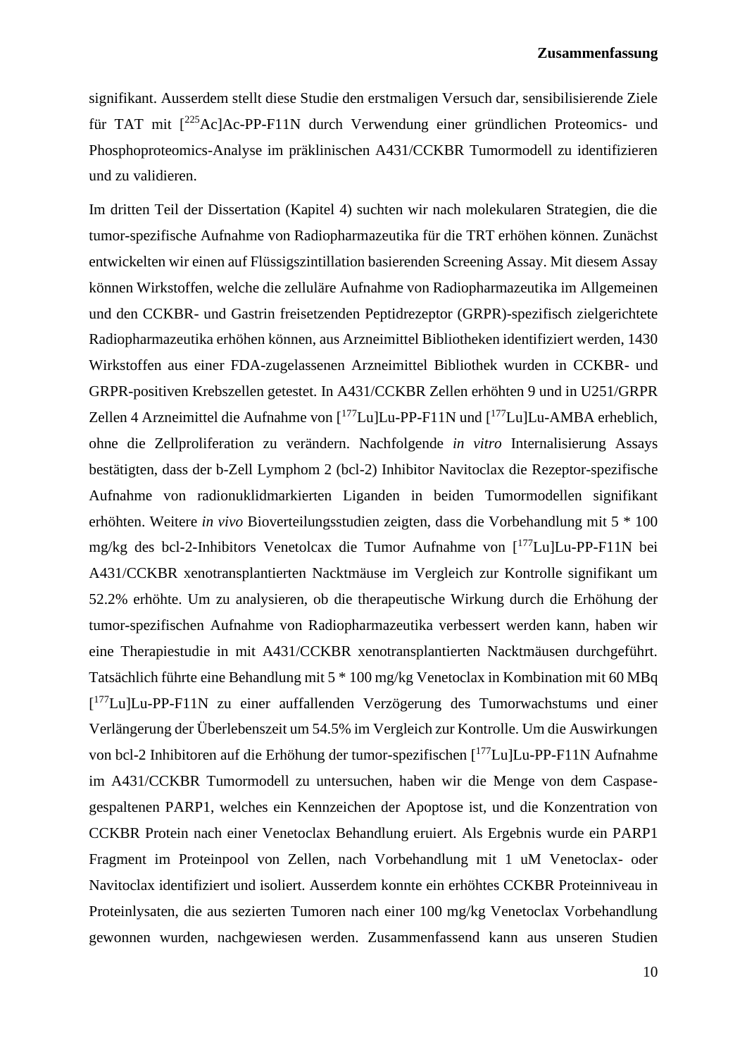signifikant. Ausserdem stellt diese Studie den erstmaligen Versuch dar, sensibilisierende Ziele für TAT mit [$^{225}$Ac]Ac-PP-F11N durch Verwendung einer gründlichen Proteomics- und Phosphoproteomics-Analyse im präklinischen A431/CCKBR Tumormodell zu identifizieren und zu validieren.

Im dritten Teil der Dissertation (Kapitel 4) suchten wir nach molekularen Strategien, die die tumor-spezifische Aufnahme von Radiopharmazeutika für die TRT erhöhen können. Zunächst entwickelten wir einen auf Flüssigszintillation basierenden Screening Assay. Mit diesem Assay können Wirkstoffen, welche die zelluläre Aufnahme von Radiopharmazeutika im Allgemeinen und den CCKBR- und Gastrin freisetzenden Peptidrezeptor (GRPR)-spezifisch zielgerichtete Radiopharmazeutika erhöhen können, aus Arzneimittel Bibliotheken identifiziert werden, 1430 Wirkstoffen aus einer FDA-zugelassenen Arzneimittel Bibliothek wurden in CCKBR- und GRPR-positiven Krebszellen getestet. In A431/CCKBR Zellen erhöhten 9 und in U251/GRPR Zellen 4 Arzneimittel die Aufnahme von [$^{177}$Lu]Lu-PP-F11N und [$^{177}$Lu]Lu-AMBA erheblich, ohne die Zellproliferation zu verändern. Nachfolgende *in vitro* Internalisierung Assays bestätigten, dass der b-Zell Lymphom 2 (bcl-2) Inhibitor Navitoclax die Rezeptor-spezifische Aufnahme von radionuklidmarkierten Liganden in beiden Tumormodellen signifikant erhöhten. Weitere *in vivo* Bioverteilungsstudien zeigten, dass die Vorbehandlung mit 5 * 100 mg/kg des bcl-2-Inhibitors Venetolcax die Tumor Aufnahme von [$^{177}$Lu]Lu-PP-F11N bei A431/CCKBR xenotransplantierten Nacktmäuse im Vergleich zur Kontrolle signifikant um 52.2% erhöhte. Um zu analysieren, ob die therapeutische Wirkung durch die Erhöhung der tumor-spezifischen Aufnahme von Radiopharmazeutika verbessert werden kann, haben wir eine Therapiestudie in mit A431/CCKBR xenotransplantierten Nacktmäusen durchgeführt. Tatsächlich führte eine Behandlung mit 5 * 100 mg/kg Venetoclax in Kombination mit 60 MBq [$^{177}$Lu]Lu-PP-F11N zu einer auffallenden Verzögerung des Tumorwachstums und einer Verlängerung der Überlebenszeit um 54.5% im Vergleich zur Kontrolle. Um die Auswirkungen von bcl-2 Inhibitoren auf die Erhöhung der tumor-spezifischen [$^{177}$Lu]Lu-PP-F11N Aufnahme im A431/CCKBR Tumormodell zu untersuchen, haben wir die Menge von dem Caspase-gespaltenen PARP1, welches ein Kennzeichen der Apoptose ist, und die Konzentration von CCKBR Protein nach einer Venetoclax Behandlung eruiert. Als Ergebnis wurde ein PARP1 Fragment im Proteinpool von Zellen, nach Vorbehandlung mit 1 uM Venetoclax- oder Navitoclax identifiziert und isoliert. Ausserdem konnte ein erhöhtes CCKBR Proteinniveau in Proteinlysaten, die aus sezierten Tumoren nach einer 100 mg/kg Venetoclax Vorbehandlung gewonnen wurden, nachgewiesen werden. Zusammenfassend kann aus unseren Studien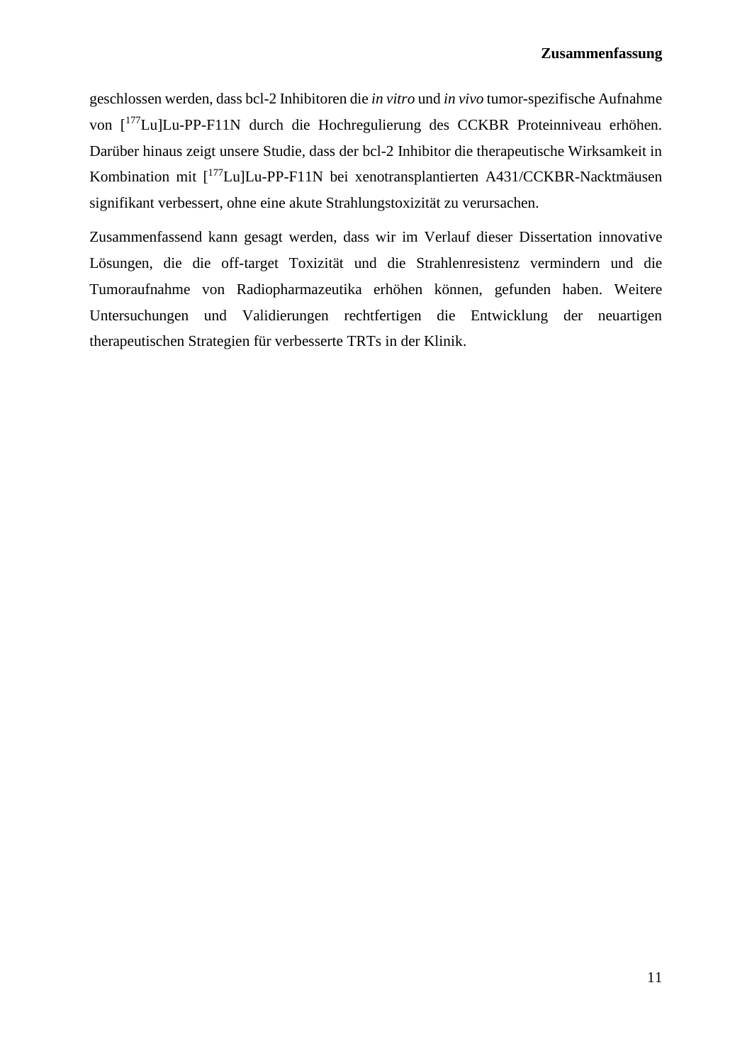geschlossen werden, dass bcl-2 Inhibitoren die *in vitro* und *in vivo* tumor-spezifische Aufnahme von [$^{177}$Lu]Lu-PP-F11N durch die Hochregulierung des CCKBR Proteinniveau erhöhen. Darüber hinaus zeigt unsere Studie, dass der bcl-2 Inhibitor die therapeutische Wirksamkeit in Kombination mit [$^{177}$Lu]Lu-PP-F11N bei xenotransplantierten A431/CCKBR-Nacktmäusen signifikant verbessert, ohne eine akute Strahlungstoxizität zu verursachen.

Zusammenfassend kann gesagt werden, dass wir im Verlauf dieser Dissertation innovative Lösungen, die die off-target Toxizität und die Strahlenresistenz vermindern und die Tumoraufnahme von Radiopharmazeutika erhöhen können, gefunden haben. Weitere Untersuchungen und Validierungen rechtfertigen die Entwicklung der neuartigen therapeutischen Strategien für verbesserte TRTs in der Klinik.